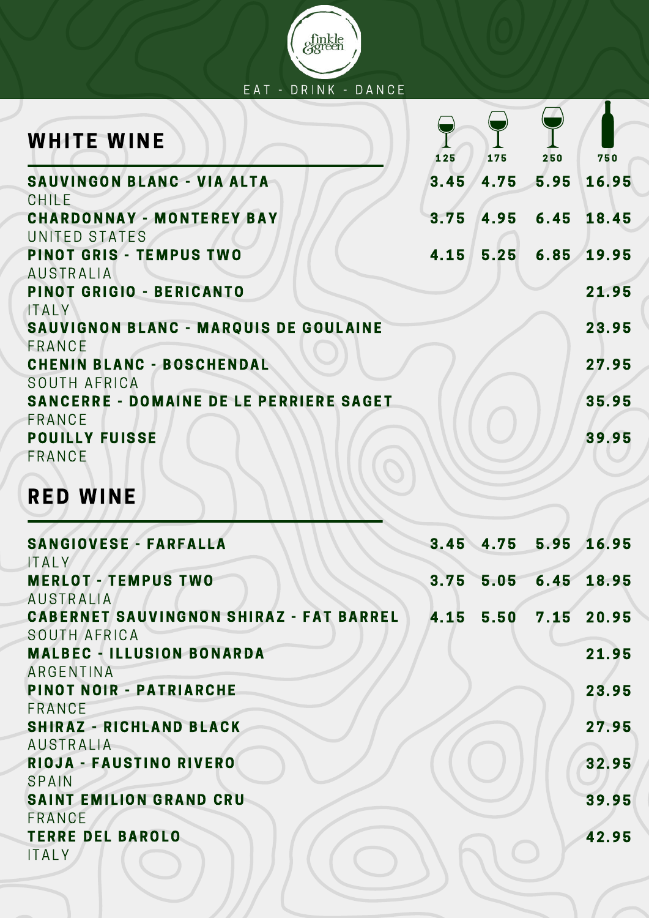finkle & green

EAT - DRINK - DANCE

## WHITE WINE

| | 125 | 175 | 250 | 750 |
|---|---|---|---|---|
| **SAUVINGON BLANC - VIA ALTA**<br>CHILE | 3.45 | 4.75 | 5.95 | 16.95 |
| **CHARDONNAY - MONTEREY BAY**<br>UNITED STATES | 3.75 | 4.95 | 6.45 | 18.45 |
| **PINOT GRIS - TEMPUS TWO**<br>AUSTRALIA | 4.15 | 5.25 | 6.85 | 19.95 |
| **PINOT GRIGIO - BERICANTO**<br>ITALY | | | | 21.95 |
| **SAUVIGNON BLANC - MARQUIS DE GOULAINE**<br>FRANCE | | | | 23.95 |
| **CHENIN BLANC - BOSCHENDAL**<br>SOUTH AFRICA | | | | 27.95 |
| **SANCERRE - DOMAINE DE LE PERRIERE SAGET**<br>FRANCE | | | | 35.95 |
| **POUILLY FUISSE**<br>FRANCE | | | | 39.95 |

## RED WINE

| | 125 | 175 | 250 | 750 |
|---|---|---|---|---|
| **SANGIOVESE - FARFALLA**<br>ITALY | 3.45 | 4.75 | 5.95 | 16.95 |
| **MERLOT - TEMPUS TWO**<br>AUSTRALIA | 3.75 | 5.05 | 6.45 | 18.95 |
| **CABERNET SAUVINGNON SHIRAZ - FAT BARREL**<br>SOUTH AFRICA | 4.15 | 5.50 | 7.15 | 20.95 |
| **MALBEC - ILLUSION BONARDA**<br>ARGENTINA | | | | 21.95 |
| **PINOT NOIR - PATRIARCHE**<br>FRANCE | | | | 23.95 |
| **SHIRAZ - RICHLAND BLACK**<br>AUSTRALIA | | | | 27.95 |
| **RIOJA - FAUSTINO RIVERO**<br>SPAIN | | | | 32.95 |
| **SAINT EMILION GRAND CRU**<br>FRANCE | | | | 39.95 |
| **TERRE DEL BAROLO**<br>ITALY | | | | 42.95 |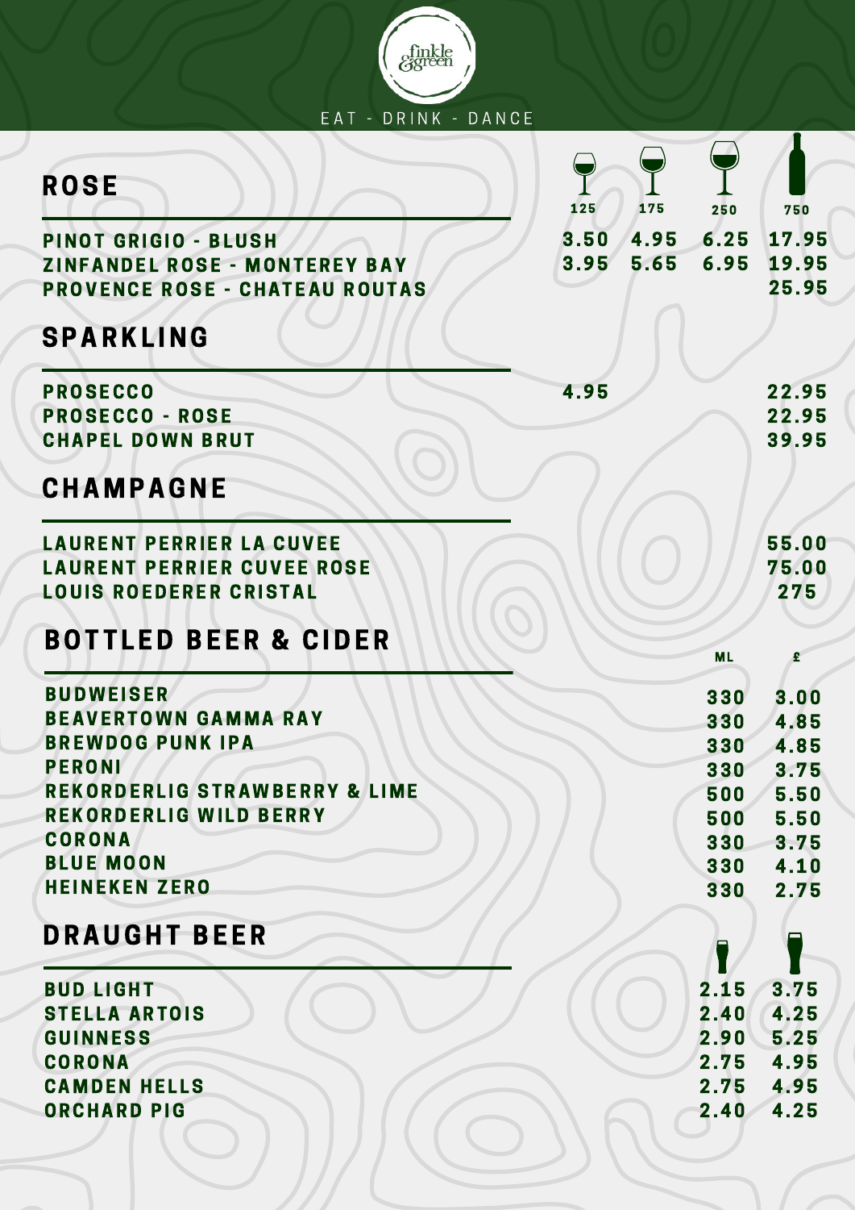finkle & green

EAT - DRINK - DANCE

## ROSE

| | 125 | 175 | 250 | 750 |
|---|---|---|---|---|
| PINOT GRIGIO - BLUSH | 3.50 | 4.95 | 6.25 | 17.95 |
| ZINFANDEL ROSE - MONTEREY BAY | 3.95 | 5.65 | 6.95 | 19.95 |
| PROVENCE ROSE - CHATEAU ROUTAS | | | | 25.95 |

## SPARKLING

| | 125 | 175 | 250 | 750 |
|---|---|---|---|---|
| PROSECCO | 4.95 | | | 22.95 |
| PROSECCO - ROSE | | | | 22.95 |
| CHAPEL DOWN BRUT | | | | 39.95 |

## CHAMPAGNE

| | 750 |
|---|---|
| LAURENT PERRIER LA CUVEE | 55.00 |
| LAURENT PERRIER CUVEE ROSE | 75.00 |
| LOUIS ROEDERER CRISTAL | 275 |

## BOTTLED BEER & CIDER

| | ML | £ |
|---|---|---|
| BUDWEISER | 330 | 3.00 |
| BEAVERTOWN GAMMA RAY | 330 | 4.85 |
| BREWDOG PUNK IPA | 330 | 4.85 |
| PERONI | 330 | 3.75 |
| REKORDERLIG STRAWBERRY & LIME | 500 | 5.50 |
| REKORDERLIG WILD BERRY | 500 | 5.50 |
| CORONA | 330 | 3.75 |
| BLUE MOON | 330 | 4.10 |
| HEINEKEN ZERO | 330 | 2.75 |

## DRAUGHT BEER

| | Half | Pint |
|---|---|---|
| BUD LIGHT | 2.15 | 3.75 |
| STELLA ARTOIS | 2.40 | 4.25 |
| GUINNESS | 2.90 | 5.25 |
| CORONA | 2.75 | 4.95 |
| CAMDEN HELLS | 2.75 | 4.95 |
| ORCHARD PIG | 2.40 | 4.25 |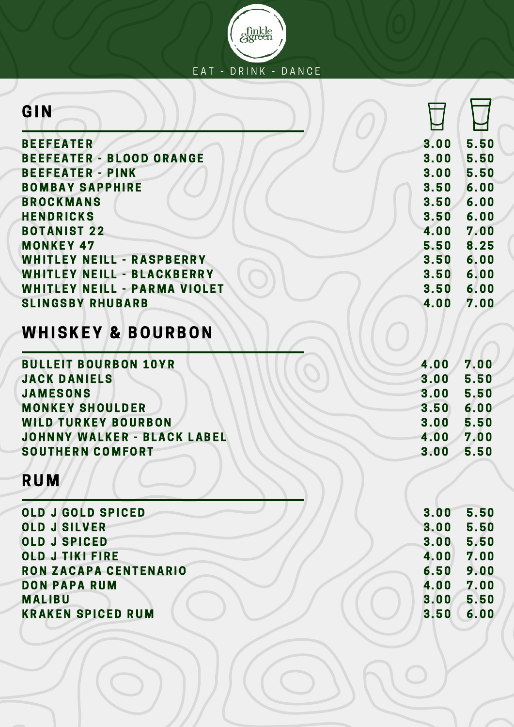EAT - DRINK - DANCE

## GIN

| | Single | Double |
|---|---|---|
| BEEFEATER | 3.00 | 5.50 |
| BEEFEATER - BLOOD ORANGE | 3.00 | 5.50 |
| BEEFEATER - PINK | 3.00 | 5.50 |
| BOMBAY SAPPHIRE | 3.50 | 6.00 |
| BROCKMANS | 3.50 | 6.00 |
| HENDRICKS | 3.50 | 6.00 |
| BOTANIST 22 | 4.00 | 7.00 |
| MONKEY 47 | 5.50 | 8.25 |
| WHITLEY NEILL - RASPBERRY | 3.50 | 6.00 |
| WHITLEY NEILL - BLACKBERRY | 3.50 | 6.00 |
| WHITLEY NEILL - PARMA VIOLET | 3.50 | 6.00 |
| SLINGSBY RHUBARB | 4.00 | 7.00 |

## WHISKEY & BOURBON

| | Single | Double |
|---|---|---|
| BULLEIT BOURBON 10YR | 4.00 | 7.00 |
| JACK DANIELS | 3.00 | 5.50 |
| JAMESONS | 3.00 | 5.50 |
| MONKEY SHOULDER | 3.50 | 6.00 |
| WILD TURKEY BOURBON | 3.00 | 5.50 |
| JOHNNY WALKER - BLACK LABEL | 4.00 | 7.00 |
| SOUTHERN COMFORT | 3.00 | 5.50 |

## RUM

| | Single | Double |
|---|---|---|
| OLD J GOLD SPICED | 3.00 | 5.50 |
| OLD J SILVER | 3.00 | 5.50 |
| OLD J SPICED | 3.00 | 5.50 |
| OLD J TIKI FIRE | 4.00 | 7.00 |
| RON ZACAPA CENTENARIO | 6.50 | 9.00 |
| DON PAPA RUM | 4.00 | 7.00 |
| MALIBU | 3.00 | 5.50 |
| KRAKEN SPICED RUM | 3.50 | 6.00 |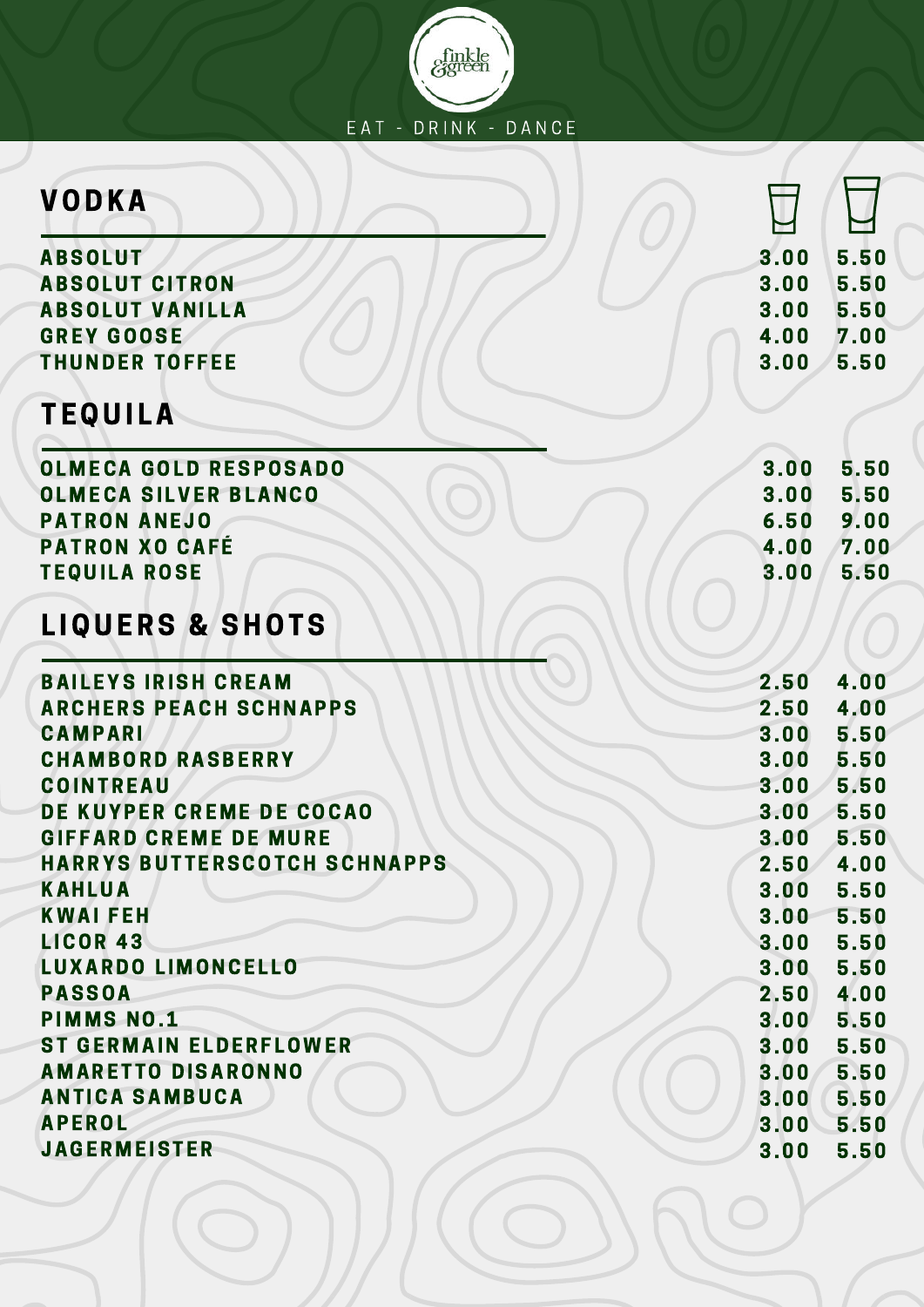EAT - DRINK - DANCE

## VODKA

| | Single | Double |
|---|---|---|
| ABSOLUT | 3.00 | 5.50 |
| ABSOLUT CITRON | 3.00 | 5.50 |
| ABSOLUT VANILLA | 3.00 | 5.50 |
| GREY GOOSE | 4.00 | 7.00 |
| THUNDER TOFFEE | 3.00 | 5.50 |

## TEQUILA

| | Single | Double |
|---|---|---|
| OLMECA GOLD RESPOSADO | 3.00 | 5.50 |
| OLMECA SILVER BLANCO | 3.00 | 5.50 |
| PATRON ANEJO | 6.50 | 9.00 |
| PATRON XO CAFÉ | 4.00 | 7.00 |
| TEQUILA ROSE | 3.00 | 5.50 |

## LIQUERS & SHOTS

| | Single | Double |
|---|---|---|
| BAILEYS IRISH CREAM | 2.50 | 4.00 |
| ARCHERS PEACH SCHNAPPS | 2.50 | 4.00 |
| CAMPARI | 3.00 | 5.50 |
| CHAMBORD RASBERRY | 3.00 | 5.50 |
| COINTREAU | 3.00 | 5.50 |
| DE KUYPER CREME DE COCAO | 3.00 | 5.50 |
| GIFFARD CREME DE MURE | 3.00 | 5.50 |
| HARRYS BUTTERSCOTCH SCHNAPPS | 2.50 | 4.00 |
| KAHLUA | 3.00 | 5.50 |
| KWAI FEH | 3.00 | 5.50 |
| LICOR 43 | 3.00 | 5.50 |
| LUXARDO LIMONCELLO | 3.00 | 5.50 |
| PASSOA | 2.50 | 4.00 |
| PIMMS NO.1 | 3.00 | 5.50 |
| ST GERMAIN ELDERFLOWER | 3.00 | 5.50 |
| AMARETTO DISARONNO | 3.00 | 5.50 |
| ANTICA SAMBUCA | 3.00 | 5.50 |
| APEROL | 3.00 | 5.50 |
| JAGERMEISTER | 3.00 | 5.50 |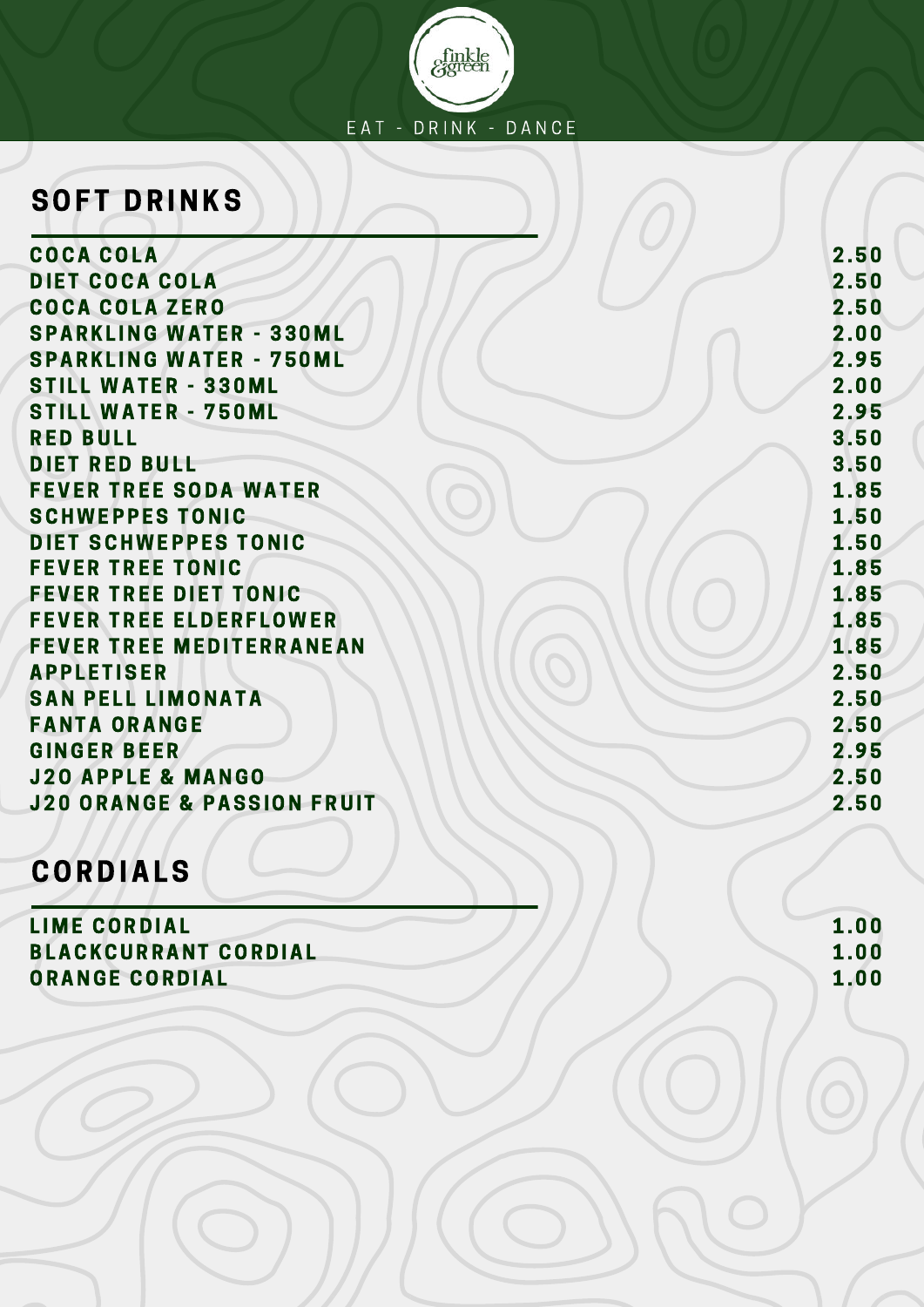finkle & green

EAT - DRINK - DANCE

## SOFT DRINKS

| | |
|---|---|
| COCA COLA | 2.50 |
| DIET COCA COLA | 2.50 |
| COCA COLA ZERO | 2.50 |
| SPARKLING WATER - 330ML | 2.00 |
| SPARKLING WATER - 750ML | 2.95 |
| STILL WATER - 330ML | 2.00 |
| STILL WATER - 750ML | 2.95 |
| RED BULL | 3.50 |
| DIET RED BULL | 3.50 |
| FEVER TREE SODA WATER | 1.85 |
| SCHWEPPES TONIC | 1.50 |
| DIET SCHWEPPES TONIC | 1.50 |
| FEVER TREE TONIC | 1.85 |
| FEVER TREE DIET TONIC | 1.85 |
| FEVER TREE ELDERFLOWER | 1.85 |
| FEVER TREE MEDITERRANEAN | 1.85 |
| APPLETISER | 2.50 |
| SAN PELL LIMONATA | 2.50 |
| FANTA ORANGE | 2.50 |
| GINGER BEER | 2.95 |
| J2O APPLE & MANGO | 2.50 |
| J2O ORANGE & PASSION FRUIT | 2.50 |

## CORDIALS

| | |
|---|---|
| LIME CORDIAL | 1.00 |
| BLACKCURRANT CORDIAL | 1.00 |
| ORANGE CORDIAL | 1.00 |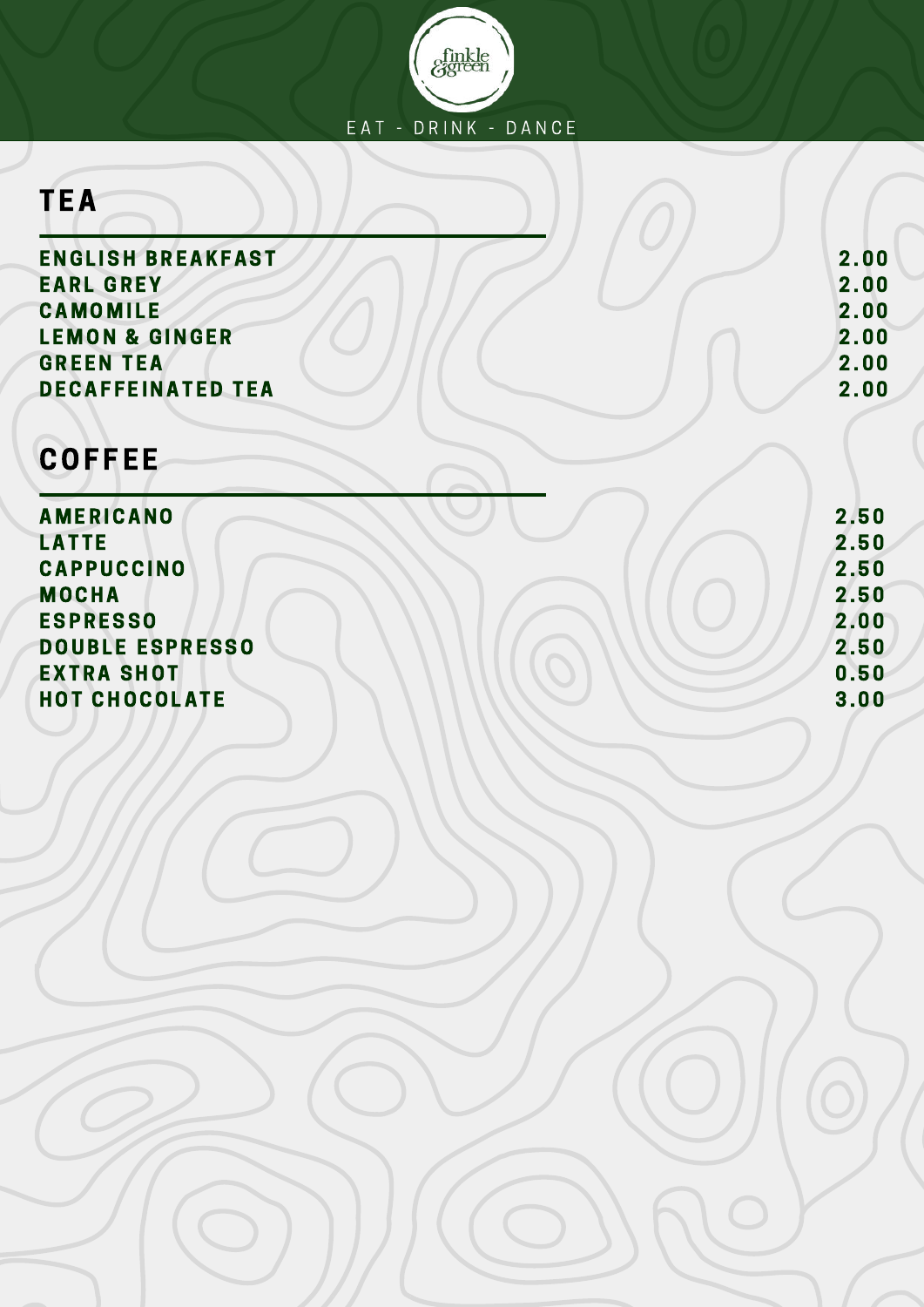finkle & green

EAT - DRINK - DANCE

## TEA

| | |
|---|---|
| ENGLISH BREAKFAST | 2.00 |
| EARL GREY | 2.00 |
| CAMOMILE | 2.00 |
| LEMON & GINGER | 2.00 |
| GREEN TEA | 2.00 |
| DECAFFEINATED TEA | 2.00 |

## COFFEE

| | |
|---|---|
| AMERICANO | 2.50 |
| LATTE | 2.50 |
| CAPPUCCINO | 2.50 |
| MOCHA | 2.50 |
| ESPRESSO | 2.00 |
| DOUBLE ESPRESSO | 2.50 |
| EXTRA SHOT | 0.50 |
| HOT CHOCOLATE | 3.00 |